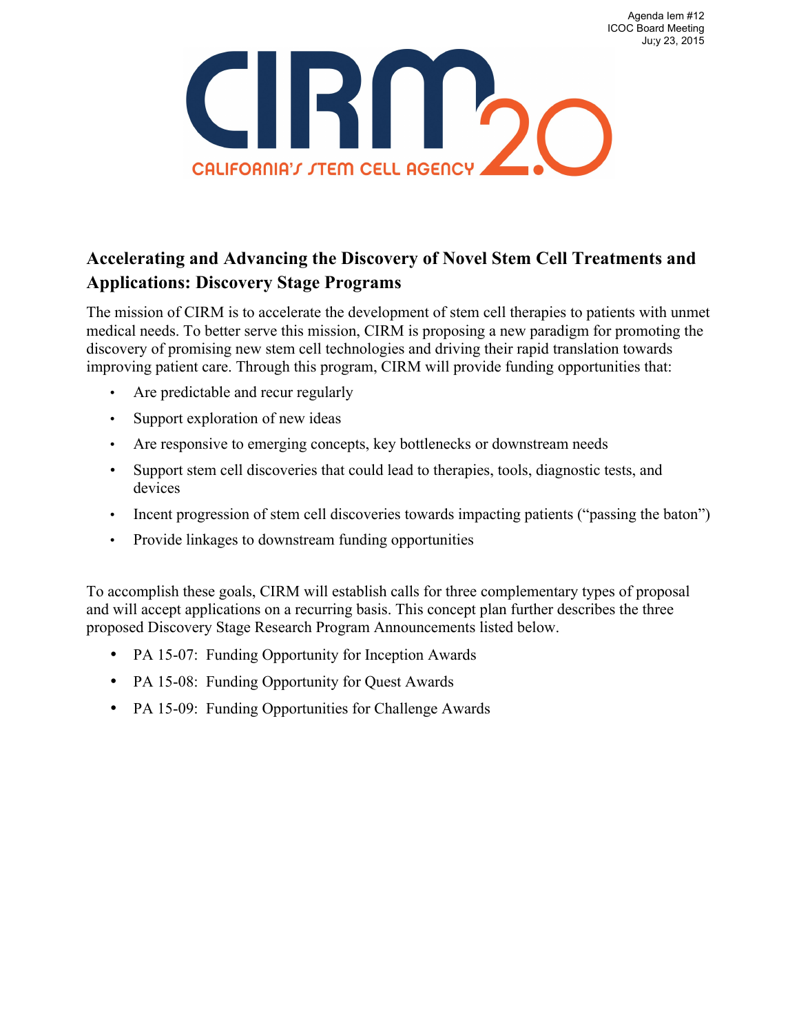Agenda Iem #12
ICOC Board Meeting
Ju;y 23, 2015

CIRM 2.0

CALIFORNIA'S STEM CELL AGENCY

## Accelerating and Advancing the Discovery of Novel Stem Cell Treatments and Applications: Discovery Stage Programs

The mission of CIRM is to accelerate the development of stem cell therapies to patients with unmet medical needs. To better serve this mission, CIRM is proposing a new paradigm for promoting the discovery of promising new stem cell technologies and driving their rapid translation towards improving patient care. Through this program, CIRM will provide funding opportunities that:

- Are predictable and recur regularly
- Support exploration of new ideas
- Are responsive to emerging concepts, key bottlenecks or downstream needs
- Support stem cell discoveries that could lead to therapies, tools, diagnostic tests, and devices
- Incent progression of stem cell discoveries towards impacting patients ("passing the baton")
- Provide linkages to downstream funding opportunities

To accomplish these goals, CIRM will establish calls for three complementary types of proposal and will accept applications on a recurring basis. This concept plan further describes the three proposed Discovery Stage Research Program Announcements listed below.

- PA 15-07: Funding Opportunity for Inception Awards
- PA 15-08: Funding Opportunity for Quest Awards
- PA 15-09: Funding Opportunities for Challenge Awards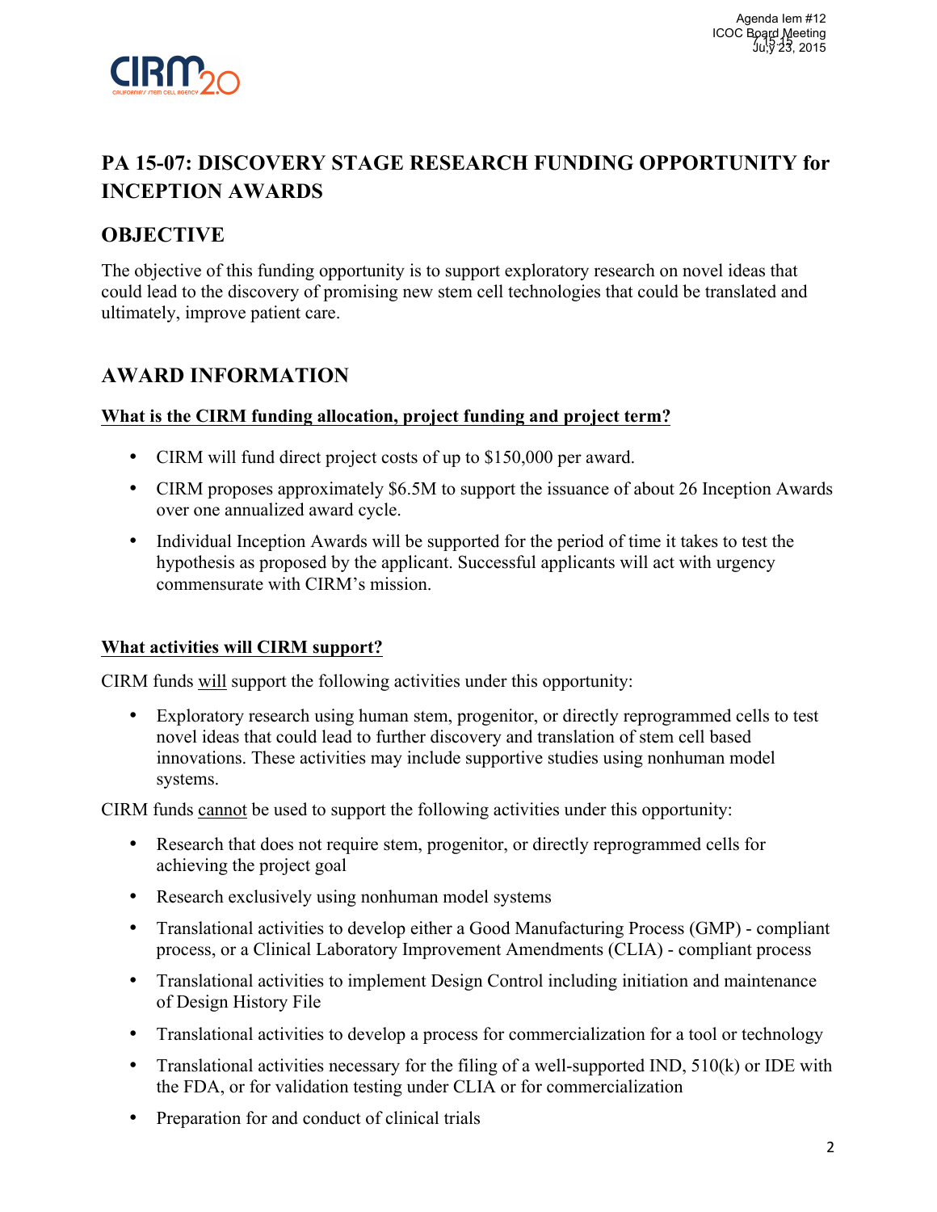# PA 15-07: DISCOVERY STAGE RESEARCH FUNDING OPPORTUNITY for INCEPTION AWARDS

## OBJECTIVE

The objective of this funding opportunity is to support exploratory research on novel ideas that could lead to the discovery of promising new stem cell technologies that could be translated and ultimately, improve patient care.

## AWARD INFORMATION

### What is the CIRM funding allocation, project funding and project term?

- CIRM will fund direct project costs of up to $150,000 per award.
- CIRM proposes approximately $6.5M to support the issuance of about 26 Inception Awards over one annualized award cycle.
- Individual Inception Awards will be supported for the period of time it takes to test the hypothesis as proposed by the applicant. Successful applicants will act with urgency commensurate with CIRM's mission.

### What activities will CIRM support?

CIRM funds will support the following activities under this opportunity:

- Exploratory research using human stem, progenitor, or directly reprogrammed cells to test novel ideas that could lead to further discovery and translation of stem cell based innovations. These activities may include supportive studies using nonhuman model systems.

CIRM funds cannot be used to support the following activities under this opportunity:

- Research that does not require stem, progenitor, or directly reprogrammed cells for achieving the project goal
- Research exclusively using nonhuman model systems
- Translational activities to develop either a Good Manufacturing Process (GMP) - compliant process, or a Clinical Laboratory Improvement Amendments (CLIA) - compliant process
- Translational activities to implement Design Control including initiation and maintenance of Design History File
- Translational activities to develop a process for commercialization for a tool or technology
- Translational activities necessary for the filing of a well-supported IND, 510(k) or IDE with the FDA, or for validation testing under CLIA or for commercialization
- Preparation for and conduct of clinical trials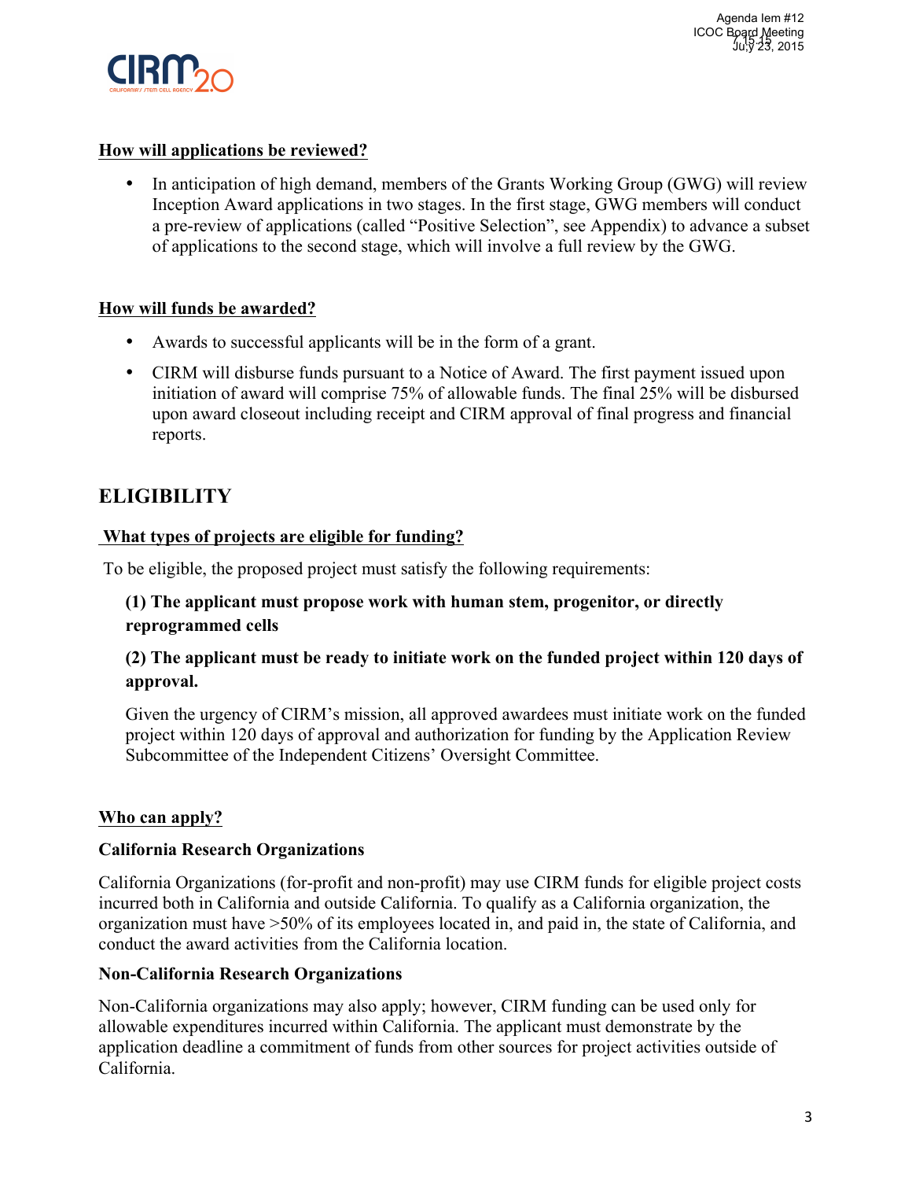**How will applications be reviewed?**

- In anticipation of high demand, members of the Grants Working Group (GWG) will review Inception Award applications in two stages. In the first stage, GWG members will conduct a pre-review of applications (called "Positive Selection", see Appendix) to advance a subset of applications to the second stage, which will involve a full review by the GWG.

**How will funds be awarded?**

- Awards to successful applicants will be in the form of a grant.
- CIRM will disburse funds pursuant to a Notice of Award. The first payment issued upon initiation of award will comprise 75% of allowable funds. The final 25% will be disbursed upon award closeout including receipt and CIRM approval of final progress and financial reports.

## ELIGIBILITY

**What types of projects are eligible for funding?**

To be eligible, the proposed project must satisfy the following requirements:

**(1) The applicant must propose work with human stem, progenitor, or directly reprogrammed cells**

**(2) The applicant must be ready to initiate work on the funded project within 120 days of approval.**

Given the urgency of CIRM's mission, all approved awardees must initiate work on the funded project within 120 days of approval and authorization for funding by the Application Review Subcommittee of the Independent Citizens' Oversight Committee.

**Who can apply?**

**California Research Organizations**

California Organizations (for-profit and non-profit) may use CIRM funds for eligible project costs incurred both in California and outside California. To qualify as a California organization, the organization must have >50% of its employees located in, and paid in, the state of California, and conduct the award activities from the California location.

**Non-California Research Organizations**

Non-California organizations may also apply; however, CIRM funding can be used only for allowable expenditures incurred within California. The applicant must demonstrate by the application deadline a commitment of funds from other sources for project activities outside of California.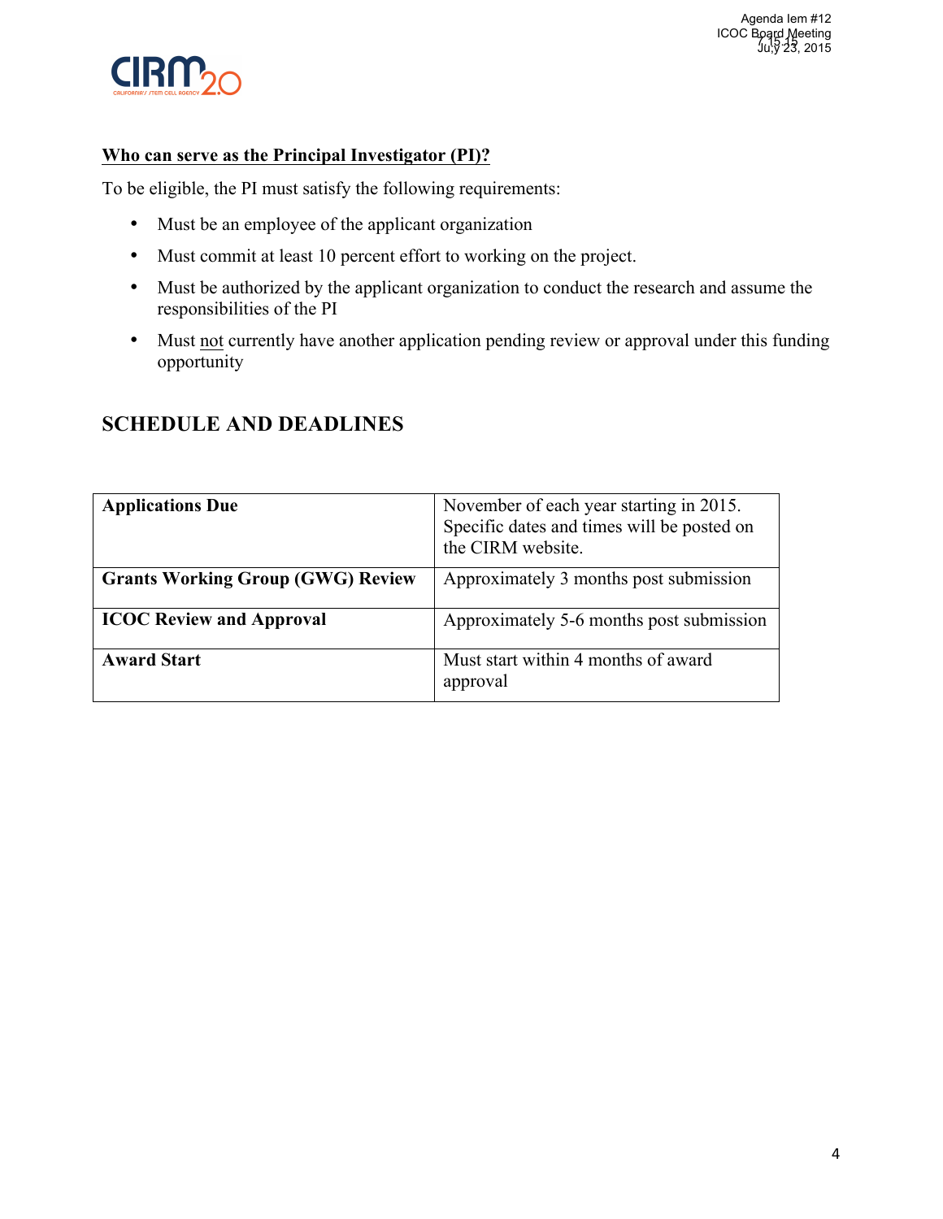**Who can serve as the Principal Investigator (PI)?**

To be eligible, the PI must satisfy the following requirements:

- Must be an employee of the applicant organization
- Must commit at least 10 percent effort to working on the project.
- Must be authorized by the applicant organization to conduct the research and assume the responsibilities of the PI
- Must not currently have another application pending review or approval under this funding opportunity

## SCHEDULE AND DEADLINES

| | |
|---|---|
| **Applications Due** | November of each year starting in 2015. Specific dates and times will be posted on the CIRM website. |
| **Grants Working Group (GWG) Review** | Approximately 3 months post submission |
| **ICOC Review and Approval** | Approximately 5-6 months post submission |
| **Award Start** | Must start within 4 months of award approval |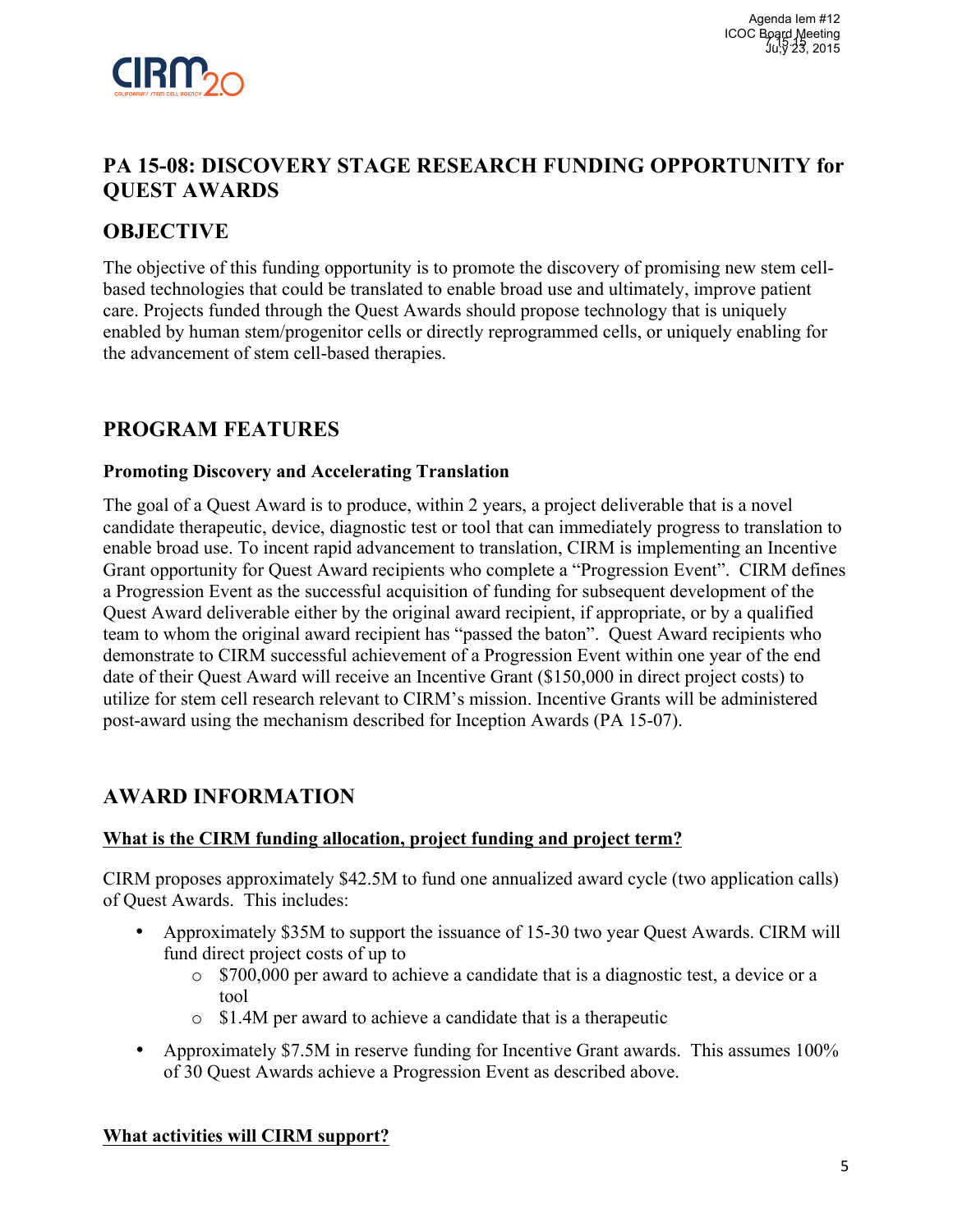# PA 15-08: DISCOVERY STAGE RESEARCH FUNDING OPPORTUNITY for QUEST AWARDS

## OBJECTIVE

The objective of this funding opportunity is to promote the discovery of promising new stem cell-based technologies that could be translated to enable broad use and ultimately, improve patient care. Projects funded through the Quest Awards should propose technology that is uniquely enabled by human stem/progenitor cells or directly reprogrammed cells, or uniquely enabling for the advancement of stem cell-based therapies.

## PROGRAM FEATURES

### Promoting Discovery and Accelerating Translation

The goal of a Quest Award is to produce, within 2 years, a project deliverable that is a novel candidate therapeutic, device, diagnostic test or tool that can immediately progress to translation to enable broad use. To incent rapid advancement to translation, CIRM is implementing an Incentive Grant opportunity for Quest Award recipients who complete a "Progression Event". CIRM defines a Progression Event as the successful acquisition of funding for subsequent development of the Quest Award deliverable either by the original award recipient, if appropriate, or by a qualified team to whom the original award recipient has "passed the baton". Quest Award recipients who demonstrate to CIRM successful achievement of a Progression Event within one year of the end date of their Quest Award will receive an Incentive Grant ($150,000 in direct project costs) to utilize for stem cell research relevant to CIRM's mission. Incentive Grants will be administered post-award using the mechanism described for Inception Awards (PA 15-07).

## AWARD INFORMATION

**What is the CIRM funding allocation, project funding and project term?**

CIRM proposes approximately $42.5M to fund one annualized award cycle (two application calls) of Quest Awards. This includes:

- Approximately $35M to support the issuance of 15-30 two year Quest Awards. CIRM will fund direct project costs of up to
  - $700,000 per award to achieve a candidate that is a diagnostic test, a device or a tool
  - $1.4M per award to achieve a candidate that is a therapeutic
- Approximately $7.5M in reserve funding for Incentive Grant awards. This assumes 100% of 30 Quest Awards achieve a Progression Event as described above.

**What activities will CIRM support?**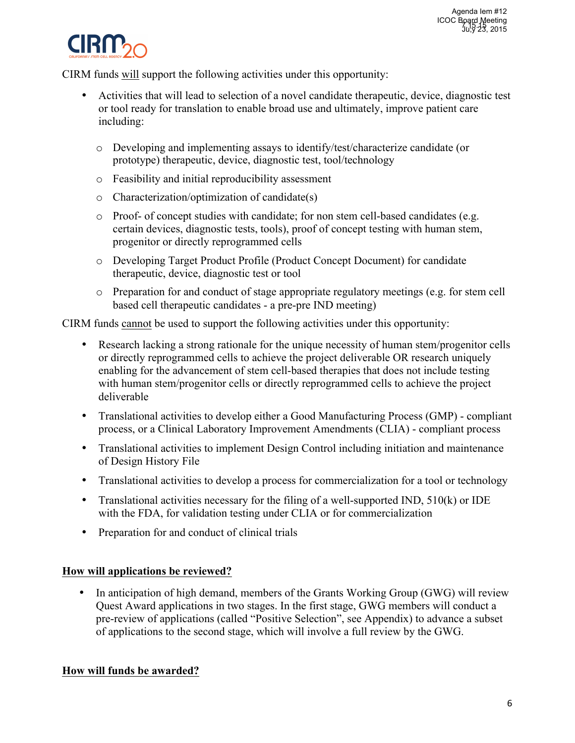CIRM funds will support the following activities under this opportunity:

- Activities that will lead to selection of a novel candidate therapeutic, device, diagnostic test or tool ready for translation to enable broad use and ultimately, improve patient care including:
  - Developing and implementing assays to identify/test/characterize candidate (or prototype) therapeutic, device, diagnostic test, tool/technology
  - Feasibility and initial reproducibility assessment
  - Characterization/optimization of candidate(s)
  - Proof- of concept studies with candidate; for non stem cell-based candidates (e.g. certain devices, diagnostic tests, tools), proof of concept testing with human stem, progenitor or directly reprogrammed cells
  - Developing Target Product Profile (Product Concept Document) for candidate therapeutic, device, diagnostic test or tool
  - Preparation for and conduct of stage appropriate regulatory meetings (e.g. for stem cell based cell therapeutic candidates - a pre-pre IND meeting)

CIRM funds cannot be used to support the following activities under this opportunity:

- Research lacking a strong rationale for the unique necessity of human stem/progenitor cells or directly reprogrammed cells to achieve the project deliverable OR research uniquely enabling for the advancement of stem cell-based therapies that does not include testing with human stem/progenitor cells or directly reprogrammed cells to achieve the project deliverable
- Translational activities to develop either a Good Manufacturing Process (GMP) - compliant process, or a Clinical Laboratory Improvement Amendments (CLIA) - compliant process
- Translational activities to implement Design Control including initiation and maintenance of Design History File
- Translational activities to develop a process for commercialization for a tool or technology
- Translational activities necessary for the filing of a well-supported IND, 510(k) or IDE with the FDA, for validation testing under CLIA or for commercialization
- Preparation for and conduct of clinical trials

**How will applications be reviewed?**

- In anticipation of high demand, members of the Grants Working Group (GWG) will review Quest Award applications in two stages. In the first stage, GWG members will conduct a pre-review of applications (called "Positive Selection", see Appendix) to advance a subset of applications to the second stage, which will involve a full review by the GWG.

**How will funds be awarded?**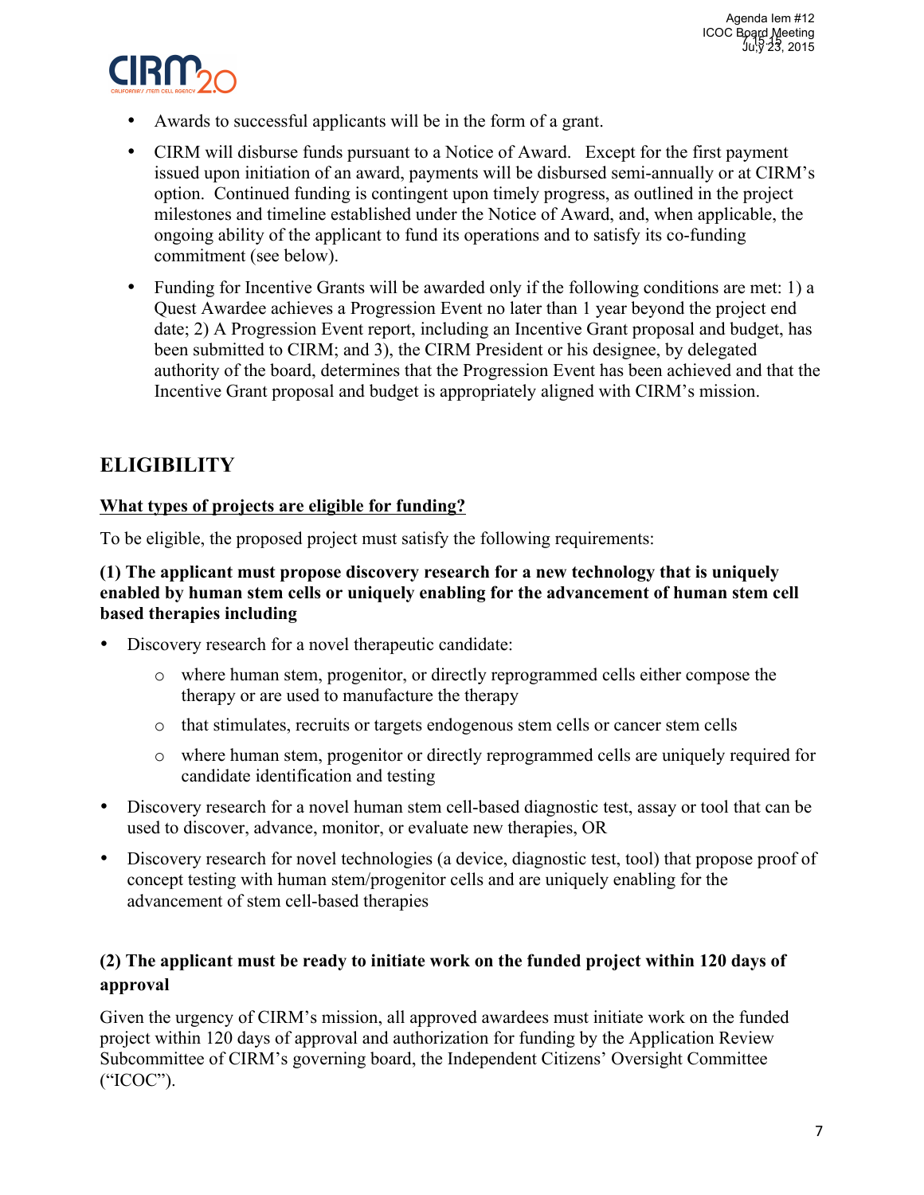- Awards to successful applicants will be in the form of a grant.
- CIRM will disburse funds pursuant to a Notice of Award. Except for the first payment issued upon initiation of an award, payments will be disbursed semi-annually or at CIRM's option. Continued funding is contingent upon timely progress, as outlined in the project milestones and timeline established under the Notice of Award, and, when applicable, the ongoing ability of the applicant to fund its operations and to satisfy its co-funding commitment (see below).
- Funding for Incentive Grants will be awarded only if the following conditions are met: 1) a Quest Awardee achieves a Progression Event no later than 1 year beyond the project end date; 2) A Progression Event report, including an Incentive Grant proposal and budget, has been submitted to CIRM; and 3), the CIRM President or his designee, by delegated authority of the board, determines that the Progression Event has been achieved and that the Incentive Grant proposal and budget is appropriately aligned with CIRM's mission.

## ELIGIBILITY

### What types of projects are eligible for funding?

To be eligible, the proposed project must satisfy the following requirements:

**(1) The applicant must propose discovery research for a new technology that is uniquely enabled by human stem cells or uniquely enabling for the advancement of human stem cell based therapies including**

- Discovery research for a novel therapeutic candidate:
  - where human stem, progenitor, or directly reprogrammed cells either compose the therapy or are used to manufacture the therapy
  - that stimulates, recruits or targets endogenous stem cells or cancer stem cells
  - where human stem, progenitor or directly reprogrammed cells are uniquely required for candidate identification and testing
- Discovery research for a novel human stem cell-based diagnostic test, assay or tool that can be used to discover, advance, monitor, or evaluate new therapies, OR
- Discovery research for novel technologies (a device, diagnostic test, tool) that propose proof of concept testing with human stem/progenitor cells and are uniquely enabling for the advancement of stem cell-based therapies

**(2) The applicant must be ready to initiate work on the funded project within 120 days of approval**

Given the urgency of CIRM's mission, all approved awardees must initiate work on the funded project within 120 days of approval and authorization for funding by the Application Review Subcommittee of CIRM's governing board, the Independent Citizens' Oversight Committee ("ICOC").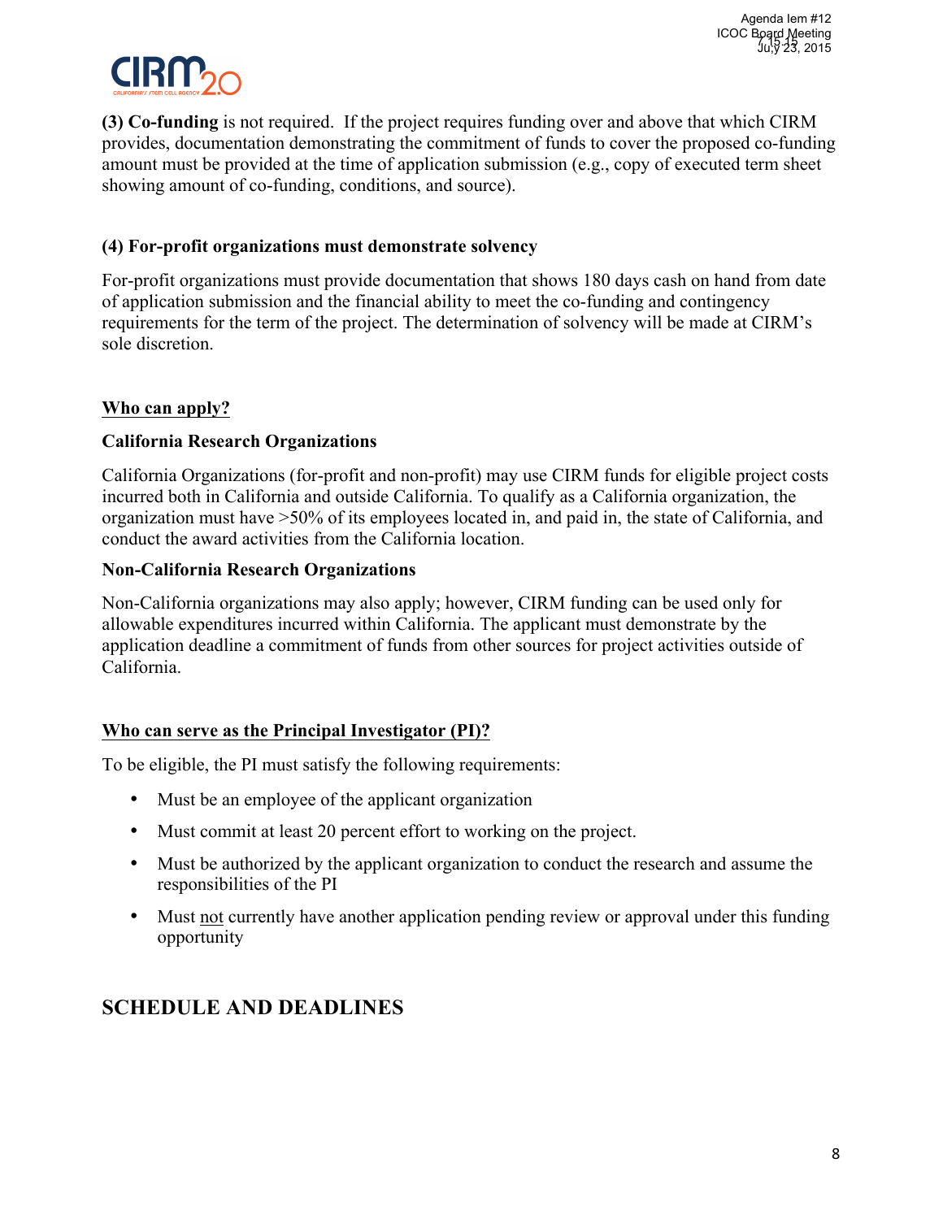**(3) Co-funding** is not required. If the project requires funding over and above that which CIRM provides, documentation demonstrating the commitment of funds to cover the proposed co-funding amount must be provided at the time of application submission (e.g., copy of executed term sheet showing amount of co-funding, conditions, and source).

**(4) For-profit organizations must demonstrate solvency**

For-profit organizations must provide documentation that shows 180 days cash on hand from date of application submission and the financial ability to meet the co-funding and contingency requirements for the term of the project. The determination of solvency will be made at CIRM's sole discretion.

## Who can apply?

**California Research Organizations**

California Organizations (for-profit and non-profit) may use CIRM funds for eligible project costs incurred both in California and outside California. To qualify as a California organization, the organization must have >50% of its employees located in, and paid in, the state of California, and conduct the award activities from the California location.

**Non-California Research Organizations**

Non-California organizations may also apply; however, CIRM funding can be used only for allowable expenditures incurred within California. The applicant must demonstrate by the application deadline a commitment of funds from other sources for project activities outside of California.

## Who can serve as the Principal Investigator (PI)?

To be eligible, the PI must satisfy the following requirements:

- Must be an employee of the applicant organization
- Must commit at least 20 percent effort to working on the project.
- Must be authorized by the applicant organization to conduct the research and assume the responsibilities of the PI
- Must not currently have another application pending review or approval under this funding opportunity

# SCHEDULE AND DEADLINES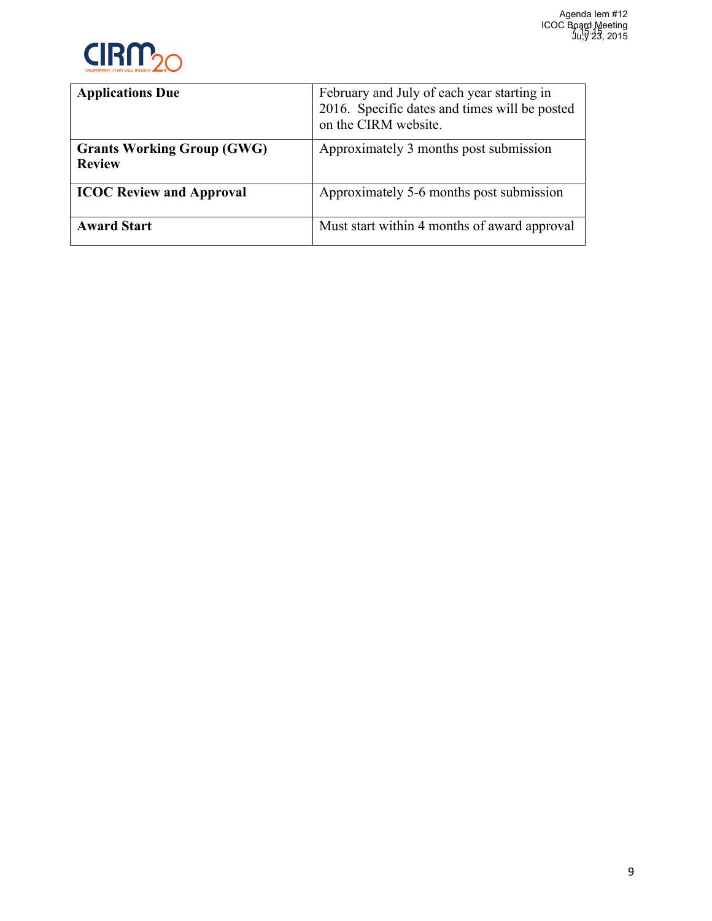| Applications Due | February and July of each year starting in 2016. Specific dates and times will be posted on the CIRM website. |
|---|---|
| **Grants Working Group (GWG) Review** | Approximately 3 months post submission |
| **ICOC Review and Approval** | Approximately 5-6 months post submission |
| **Award Start** | Must start within 4 months of award approval |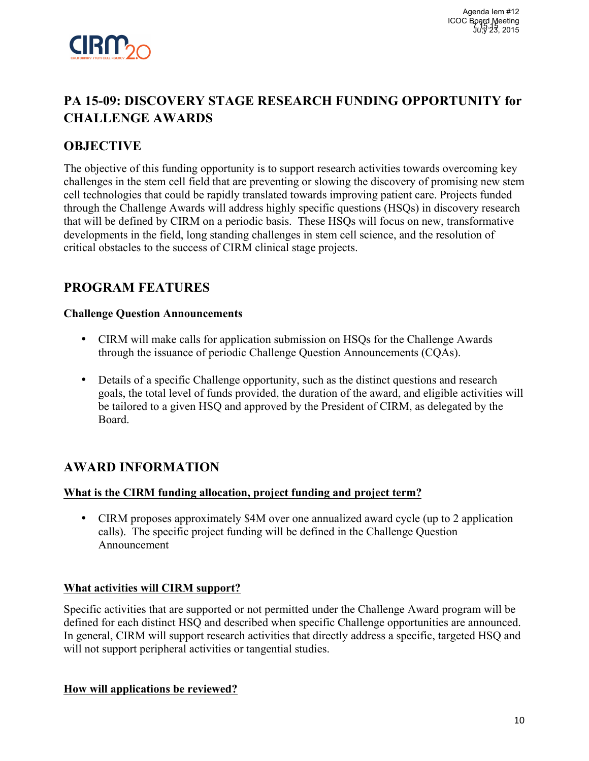# PA 15-09: DISCOVERY STAGE RESEARCH FUNDING OPPORTUNITY for CHALLENGE AWARDS

## OBJECTIVE

The objective of this funding opportunity is to support research activities towards overcoming key challenges in the stem cell field that are preventing or slowing the discovery of promising new stem cell technologies that could be rapidly translated towards improving patient care. Projects funded through the Challenge Awards will address highly specific questions (HSQs) in discovery research that will be defined by CIRM on a periodic basis. These HSQs will focus on new, transformative developments in the field, long standing challenges in stem cell science, and the resolution of critical obstacles to the success of CIRM clinical stage projects.

## PROGRAM FEATURES

**Challenge Question Announcements**

- CIRM will make calls for application submission on HSQs for the Challenge Awards through the issuance of periodic Challenge Question Announcements (CQAs).
- Details of a specific Challenge opportunity, such as the distinct questions and research goals, the total level of funds provided, the duration of the award, and eligible activities will be tailored to a given HSQ and approved by the President of CIRM, as delegated by the Board.

## AWARD INFORMATION

**What is the CIRM funding allocation, project funding and project term?**

- CIRM proposes approximately $4M over one annualized award cycle (up to 2 application calls). The specific project funding will be defined in the Challenge Question Announcement

**What activities will CIRM support?**

Specific activities that are supported or not permitted under the Challenge Award program will be defined for each distinct HSQ and described when specific Challenge opportunities are announced. In general, CIRM will support research activities that directly address a specific, targeted HSQ and will not support peripheral activities or tangential studies.

**How will applications be reviewed?**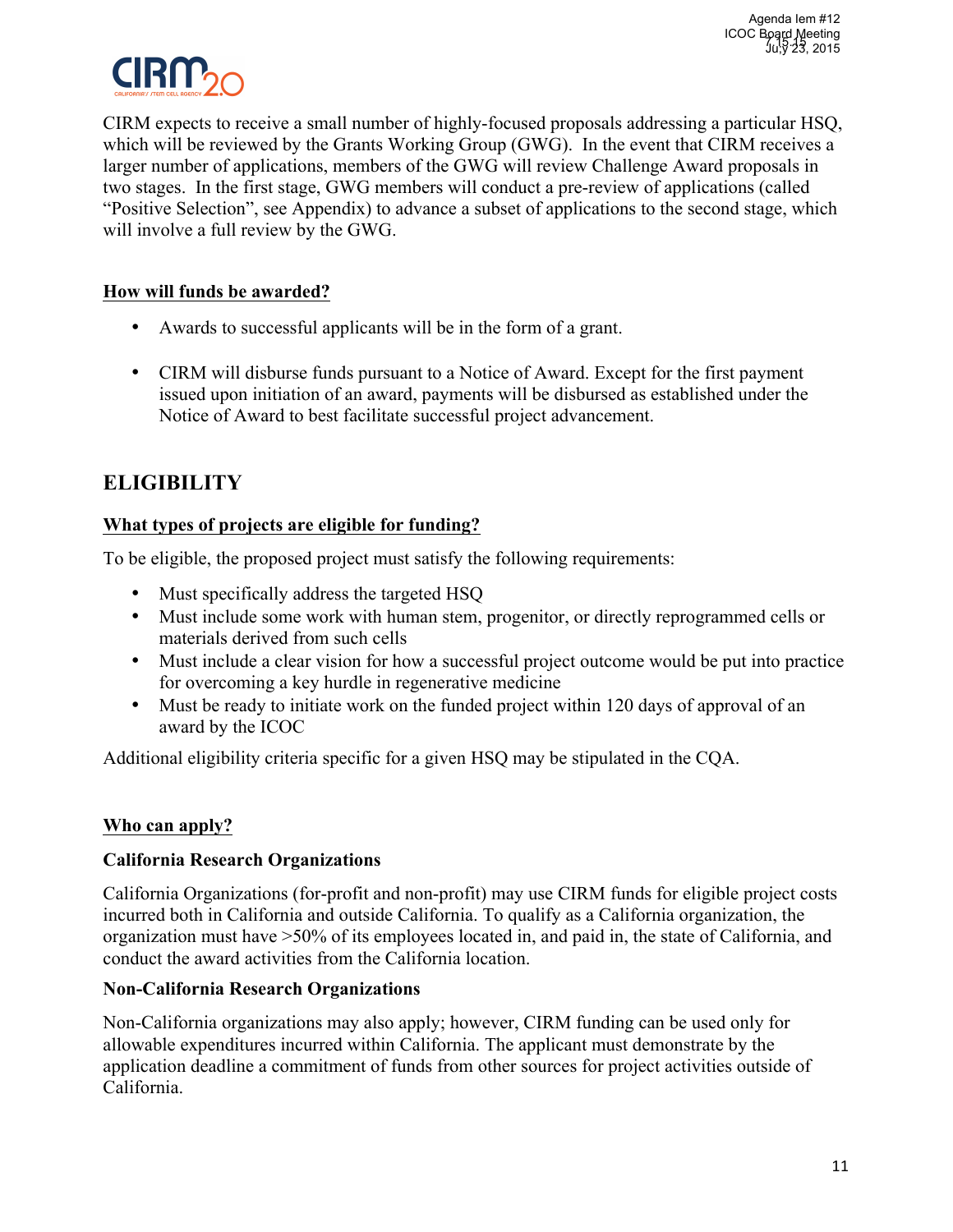CIRM expects to receive a small number of highly-focused proposals addressing a particular HSQ, which will be reviewed by the Grants Working Group (GWG). In the event that CIRM receives a larger number of applications, members of the GWG will review Challenge Award proposals in two stages. In the first stage, GWG members will conduct a pre-review of applications (called "Positive Selection", see Appendix) to advance a subset of applications to the second stage, which will involve a full review by the GWG.

### How will funds be awarded?

- Awards to successful applicants will be in the form of a grant.
- CIRM will disburse funds pursuant to a Notice of Award. Except for the first payment issued upon initiation of an award, payments will be disbursed as established under the Notice of Award to best facilitate successful project advancement.

## ELIGIBILITY

### What types of projects are eligible for funding?

To be eligible, the proposed project must satisfy the following requirements:

- Must specifically address the targeted HSQ
- Must include some work with human stem, progenitor, or directly reprogrammed cells or materials derived from such cells
- Must include a clear vision for how a successful project outcome would be put into practice for overcoming a key hurdle in regenerative medicine
- Must be ready to initiate work on the funded project within 120 days of approval of an award by the ICOC

Additional eligibility criteria specific for a given HSQ may be stipulated in the CQA.

### Who can apply?

**California Research Organizations**

California Organizations (for-profit and non-profit) may use CIRM funds for eligible project costs incurred both in California and outside California. To qualify as a California organization, the organization must have >50% of its employees located in, and paid in, the state of California, and conduct the award activities from the California location.

**Non-California Research Organizations**

Non-California organizations may also apply; however, CIRM funding can be used only for allowable expenditures incurred within California. The applicant must demonstrate by the application deadline a commitment of funds from other sources for project activities outside of California.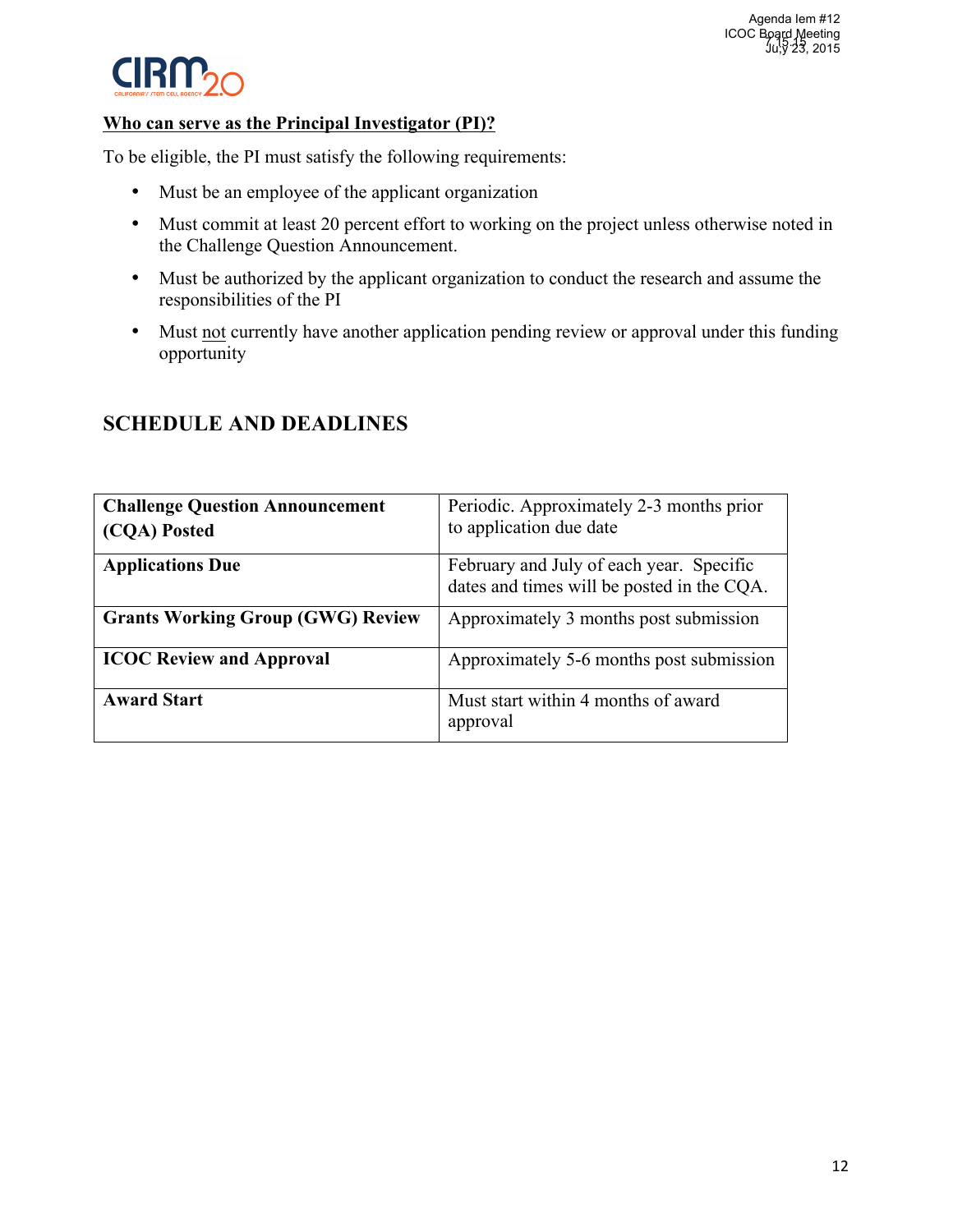**Who can serve as the Principal Investigator (PI)?**

To be eligible, the PI must satisfy the following requirements:

- Must be an employee of the applicant organization
- Must commit at least 20 percent effort to working on the project unless otherwise noted in the Challenge Question Announcement.
- Must be authorized by the applicant organization to conduct the research and assume the responsibilities of the PI
- Must not currently have another application pending review or approval under this funding opportunity

## SCHEDULE AND DEADLINES

| | |
|---|---|
| **Challenge Question Announcement (CQA) Posted** | Periodic. Approximately 2-3 months prior to application due date |
| **Applications Due** | February and July of each year. Specific dates and times will be posted in the CQA. |
| **Grants Working Group (GWG) Review** | Approximately 3 months post submission |
| **ICOC Review and Approval** | Approximately 5-6 months post submission |
| **Award Start** | Must start within 4 months of award approval |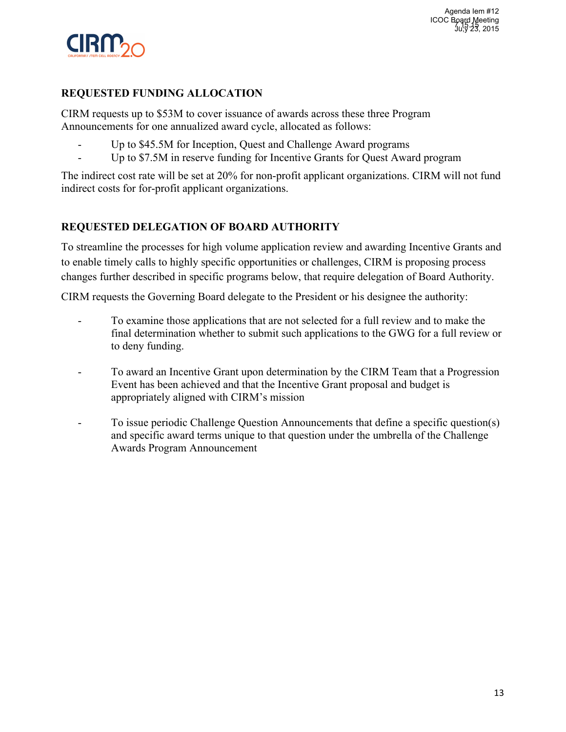## REQUESTED FUNDING ALLOCATION

CIRM requests up to $53M to cover issuance of awards across these three Program Announcements for one annualized award cycle, allocated as follows:

- Up to $45.5M for Inception, Quest and Challenge Award programs
- Up to $7.5M in reserve funding for Incentive Grants for Quest Award program

The indirect cost rate will be set at 20% for non-profit applicant organizations. CIRM will not fund indirect costs for for-profit applicant organizations.

## REQUESTED DELEGATION OF BOARD AUTHORITY

To streamline the processes for high volume application review and awarding Incentive Grants and to enable timely calls to highly specific opportunities or challenges, CIRM is proposing process changes further described in specific programs below, that require delegation of Board Authority.

CIRM requests the Governing Board delegate to the President or his designee the authority:

- To examine those applications that are not selected for a full review and to make the final determination whether to submit such applications to the GWG for a full review or to deny funding.

- To award an Incentive Grant upon determination by the CIRM Team that a Progression Event has been achieved and that the Incentive Grant proposal and budget is appropriately aligned with CIRM's mission

- To issue periodic Challenge Question Announcements that define a specific question(s) and specific award terms unique to that question under the umbrella of the Challenge Awards Program Announcement